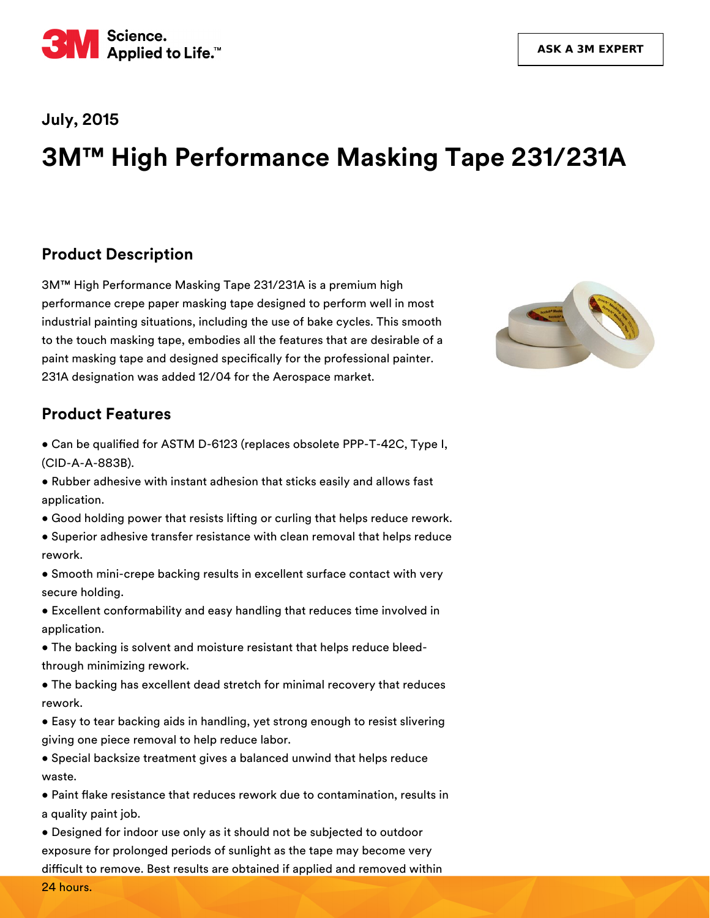July, 2015

# 3M™ High Performance Masking Tape 231/231A

## Product Description

3M™ High Performance Masking Tape 231/231A is a premium high performance crepe paper masking tape designed to perform well in most industrial painting situations, including the use of bake cycles. This smooth to the touch masking tape, embodies all the features that are desirable of a paint masking tape and designed specifically for the professional painter. 231A designation was added 12/04 for the Aerospace market.

## Product Features

- Can be qualified for ASTM D-6123 (replaces obsolete PPP-T-42C, Type I, (CID-A-A-883B).
- Rubber adhesive with instant adhesion that sticks easily and allows fast application.
- Good holding power that resists lifting or curling that helps reduce rework.
- Superior adhesive transfer resistance with clean removal that helps reduce rework.
- Smooth mini-crepe backing results in excellent surface contact with very secure holding.
- Excellent conformability and easy handling that reduces time involved in application.
- The backing is solvent and moisture resistant that helps reduce bleed-through minimizing rework.
- The backing has excellent dead stretch for minimal recovery that reduces rework.
- Easy to tear backing aids in handling, yet strong enough to resist slivering giving one piece removal to help reduce labor.
- Special backsize treatment gives a balanced unwind that helps reduce waste.
- Paint flake resistance that reduces rework due to contamination, results in a quality paint job.
- Designed for indoor use only as it should not be subjected to outdoor exposure for prolonged periods of sunlight as the tape may become very difficult to remove. Best results are obtained if applied and removed within 24 hours.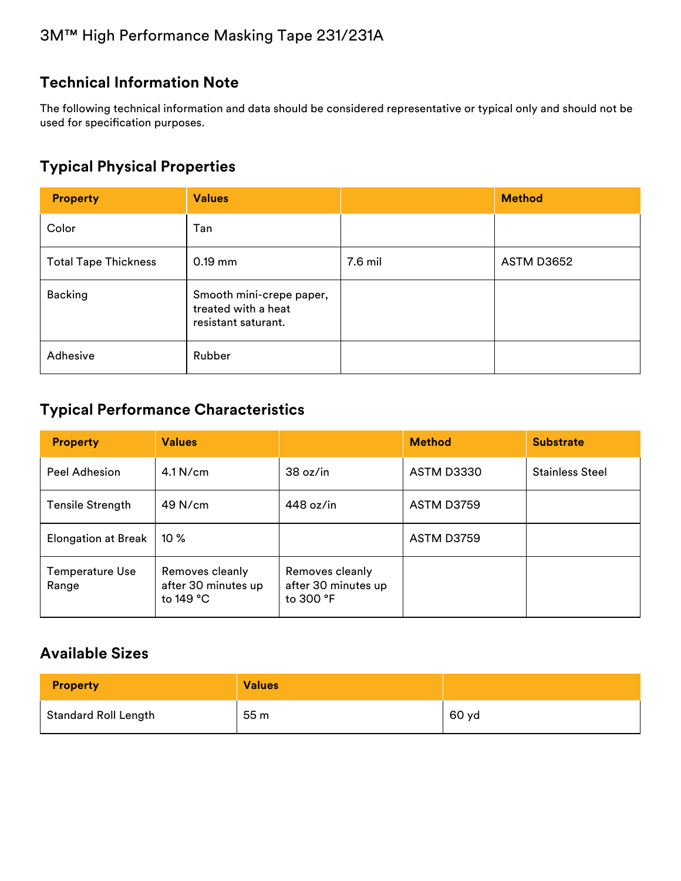3M™ High Performance Masking Tape 231/231A

## Technical Information Note

The following technical information and data should be considered representative or typical only and should not be used for specification purposes.

## Typical Physical Properties

| Property | Values | | Method |
|---|---|---|---|
| Color | Tan | | |
| Total Tape Thickness | 0.19 mm | 7.6 mil | ASTM D3652 |
| Backing | Smooth mini-crepe paper, treated with a heat resistant saturant. | | |
| Adhesive | Rubber | | |

## Typical Performance Characteristics

| Property | Values | | Method | Substrate |
|---|---|---|---|---|
| Peel Adhesion | 4.1 N/cm | 38 oz/in | ASTM D3330 | Stainless Steel |
| Tensile Strength | 49 N/cm | 448 oz/in | ASTM D3759 | |
| Elongation at Break | 10 % | | ASTM D3759 | |
| Temperature Use Range | Removes cleanly after 30 minutes up to 149 °C | Removes cleanly after 30 minutes up to 300 °F | | |

## Available Sizes

| Property | Values | |
|---|---|---|
| Standard Roll Length | 55 m | 60 yd |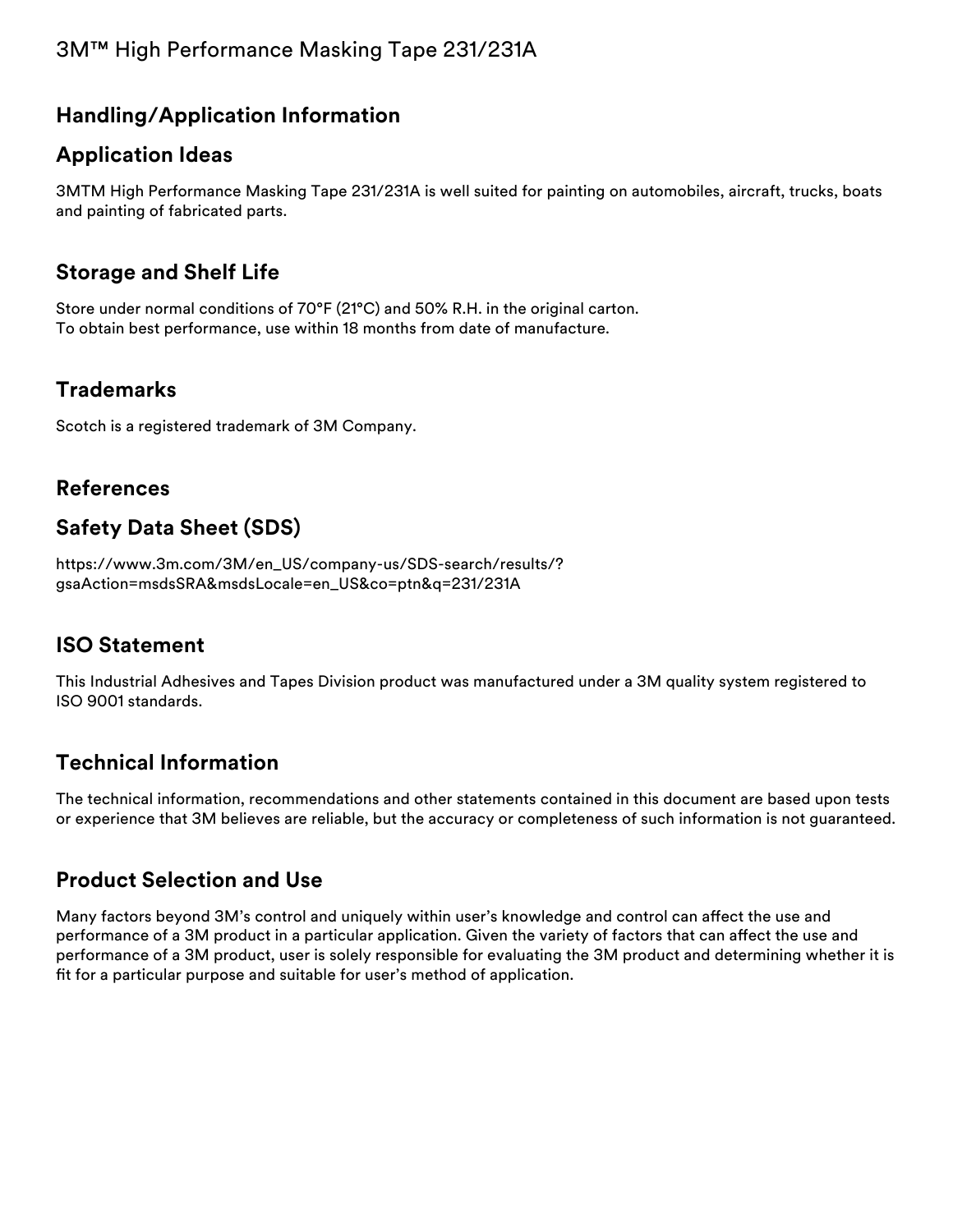## Handling/Application Information

## Application Ideas

3MTM High Performance Masking Tape 231/231A is well suited for painting on automobiles, aircraft, trucks, boats and painting of fabricated parts.

## Storage and Shelf Life

Store under normal conditions of 70°F (21°C) and 50% R.H. in the original carton.
To obtain best performance, use within 18 months from date of manufacture.

## Trademarks

Scotch is a registered trademark of 3M Company.

## References

## Safety Data Sheet (SDS)

https://www.3m.com/3M/en_US/company-us/SDS-search/results/?gsaAction=msdsSRA&msdsLocale=en_US&co=ptn&q=231/231A

## ISO Statement

This Industrial Adhesives and Tapes Division product was manufactured under a 3M quality system registered to ISO 9001 standards.

## Technical Information

The technical information, recommendations and other statements contained in this document are based upon tests or experience that 3M believes are reliable, but the accuracy or completeness of such information is not guaranteed.

## Product Selection and Use

Many factors beyond 3M's control and uniquely within user's knowledge and control can affect the use and performance of a 3M product in a particular application. Given the variety of factors that can affect the use and performance of a 3M product, user is solely responsible for evaluating the 3M product and determining whether it is fit for a particular purpose and suitable for user's method of application.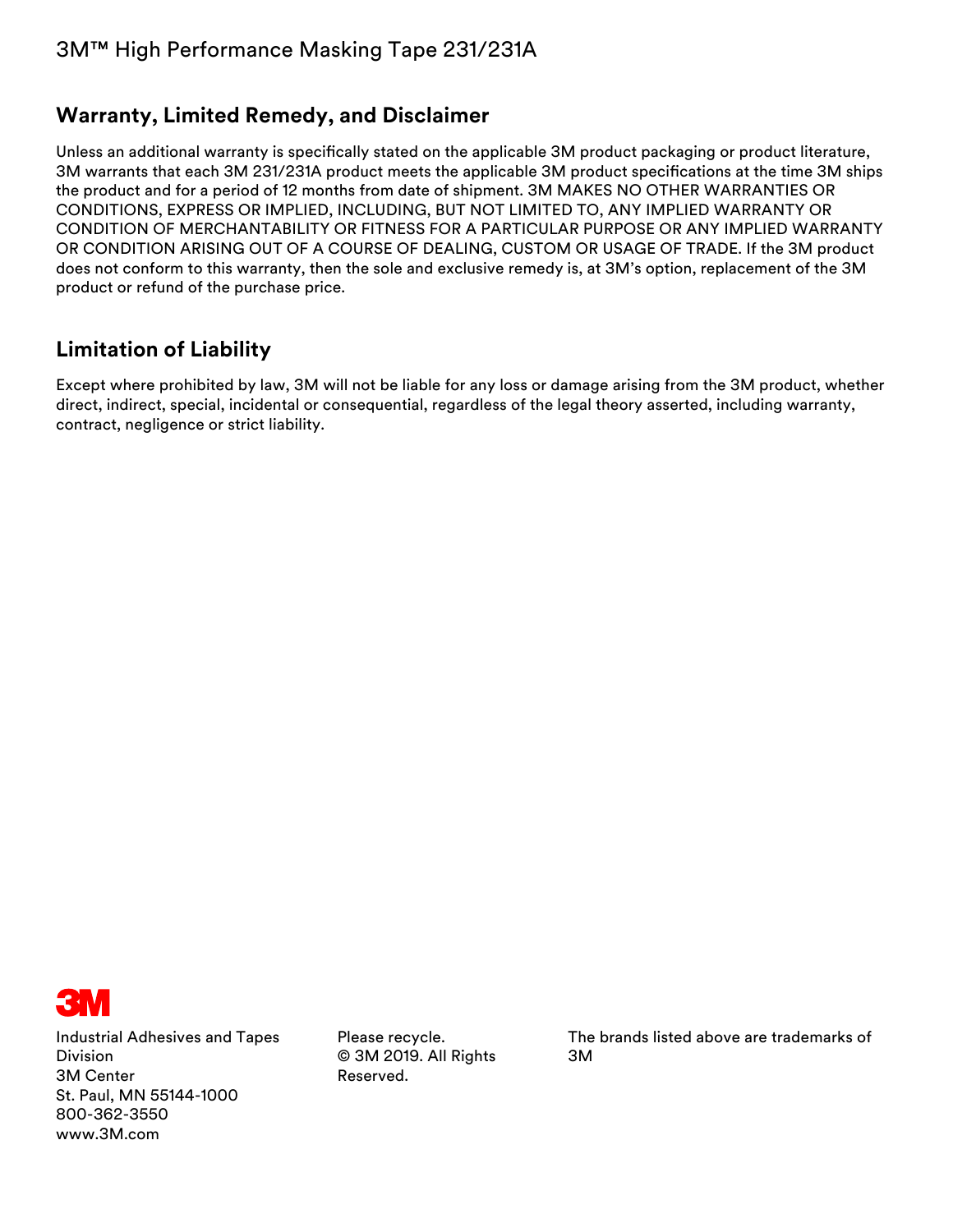## Warranty, Limited Remedy, and Disclaimer

Unless an additional warranty is specifically stated on the applicable 3M product packaging or product literature, 3M warrants that each 3M 231/231A product meets the applicable 3M product specifications at the time 3M ships the product and for a period of 12 months from date of shipment. 3M MAKES NO OTHER WARRANTIES OR CONDITIONS, EXPRESS OR IMPLIED, INCLUDING, BUT NOT LIMITED TO, ANY IMPLIED WARRANTY OR CONDITION OF MERCHANTABILITY OR FITNESS FOR A PARTICULAR PURPOSE OR ANY IMPLIED WARRANTY OR CONDITION ARISING OUT OF A COURSE OF DEALING, CUSTOM OR USAGE OF TRADE. If the 3M product does not conform to this warranty, then the sole and exclusive remedy is, at 3M's option, replacement of the 3M product or refund of the purchase price.

## Limitation of Liability

Except where prohibited by law, 3M will not be liable for any loss or damage arising from the 3M product, whether direct, indirect, special, incidental or consequential, regardless of the legal theory asserted, including warranty, contract, negligence or strict liability.

3M

Industrial Adhesives and Tapes Division
3M Center
St. Paul, MN 55144-1000
800-362-3550
www.3M.com

Please recycle.
© 3M 2019. All Rights Reserved.

The brands listed above are trademarks of 3M